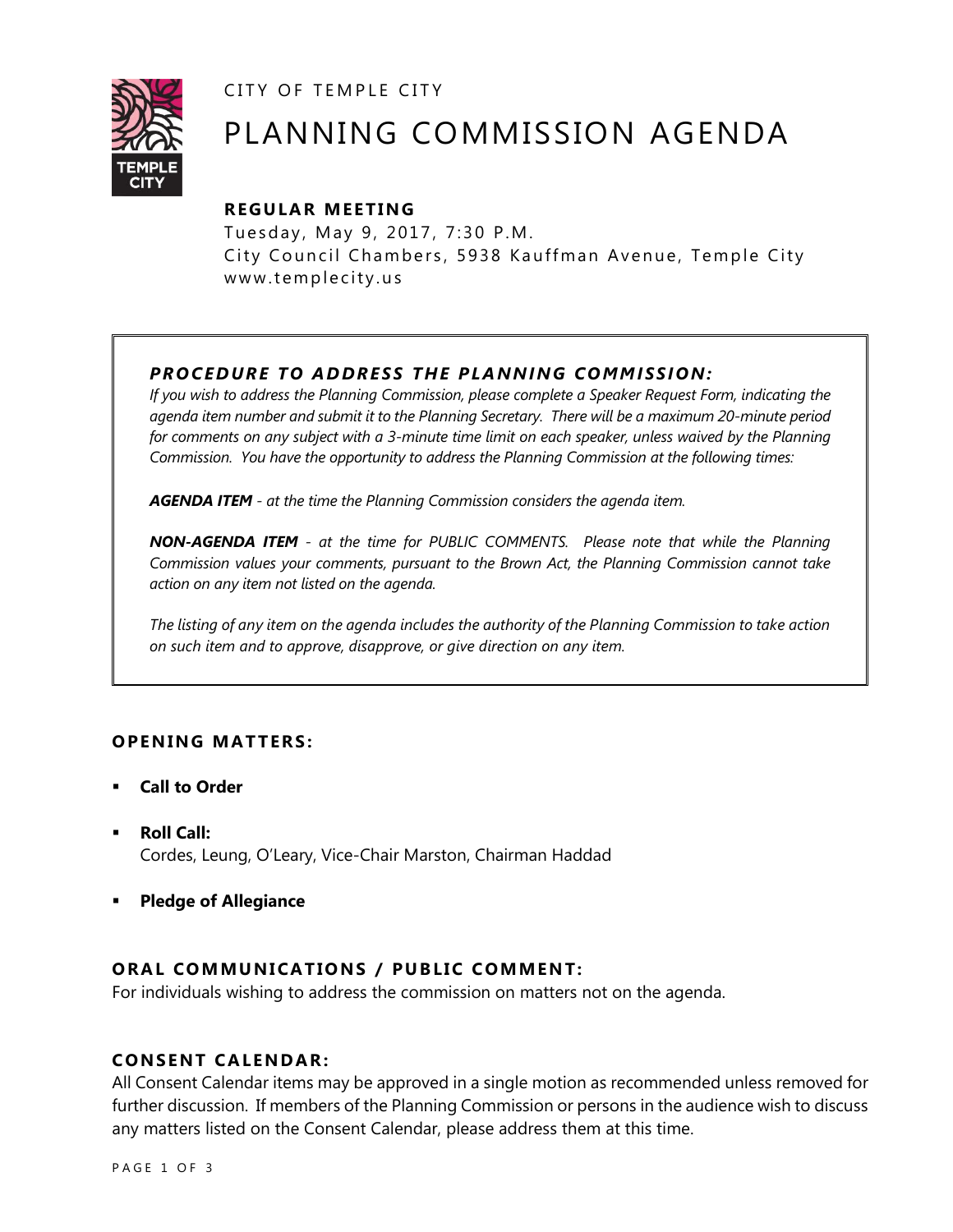CITY OF TEMPLE CITY

# PLANNING COMMISSION AGENDA

## REGULAR MEETING

Tuesday, May 9, 2017, 7:30 P.M.
City Council Chambers, 5938 Kauffman Avenue, Temple City
www.templecity.us

### *PROCEDURE TO ADDRESS THE PLANNING COMMISSION:*

*If you wish to address the Planning Commission, please complete a Speaker Request Form, indicating the agenda item number and submit it to the Planning Secretary. There will be a maximum 20-minute period for comments on any subject with a 3-minute time limit on each speaker, unless waived by the Planning Commission. You have the opportunity to address the Planning Commission at the following times:*

***AGENDA ITEM*** *- at the time the Planning Commission considers the agenda item.*

***NON-AGENDA ITEM*** *- at the time for PUBLIC COMMENTS. Please note that while the Planning Commission values your comments, pursuant to the Brown Act, the Planning Commission cannot take action on any item not listed on the agenda.*

*The listing of any item on the agenda includes the authority of the Planning Commission to take action on such item and to approve, disapprove, or give direction on any item.*

## OPENING MATTERS:

- **Call to Order**
- **Roll Call:**
  Cordes, Leung, O'Leary, Vice-Chair Marston, Chairman Haddad
- **Pledge of Allegiance**

## ORAL COMMUNICATIONS / PUBLIC COMMENT:

For individuals wishing to address the commission on matters not on the agenda.

## CONSENT CALENDAR:

All Consent Calendar items may be approved in a single motion as recommended unless removed for further discussion. If members of the Planning Commission or persons in the audience wish to discuss any matters listed on the Consent Calendar, please address them at this time.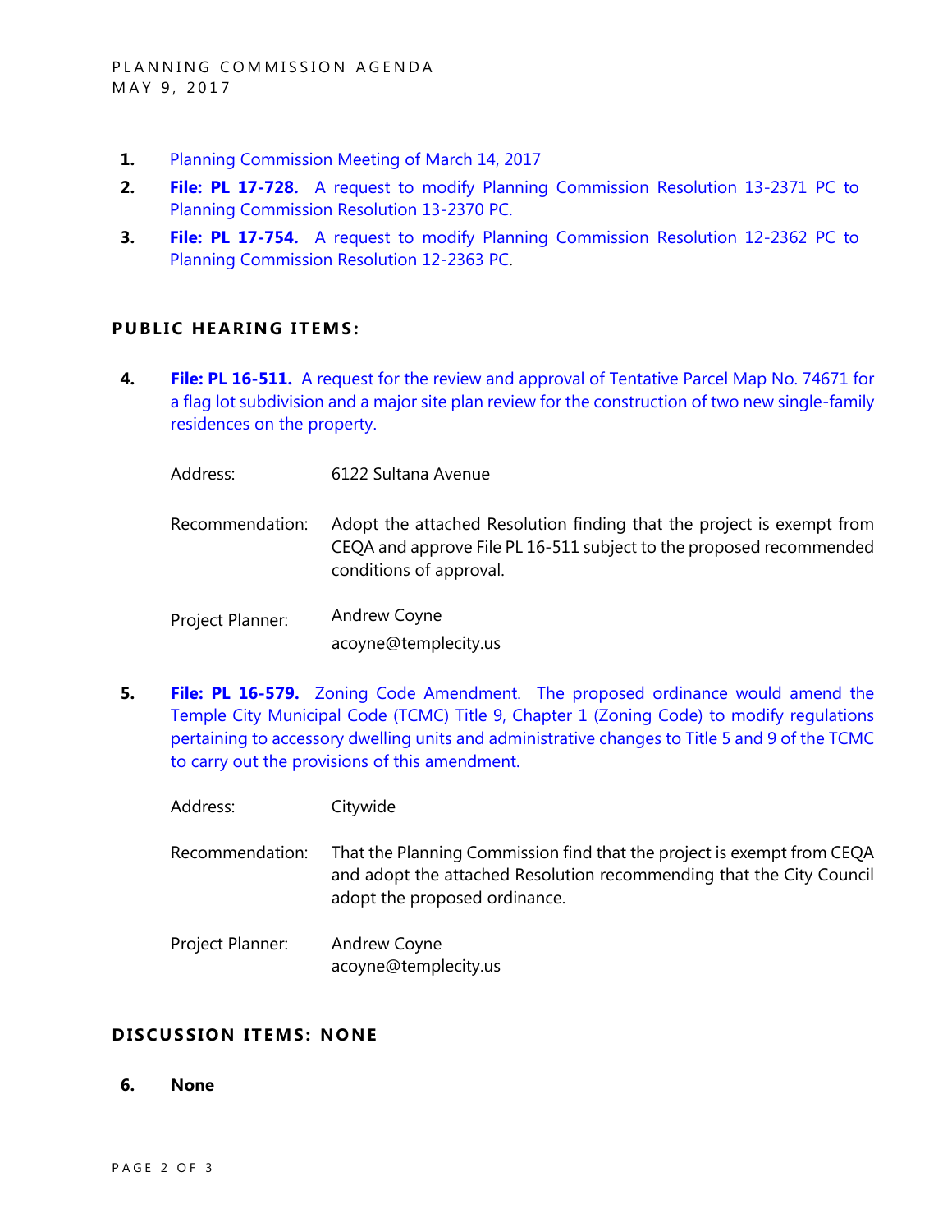1. Planning Commission Meeting of March 14, 2017
2. **File: PL 17-728.** A request to modify Planning Commission Resolution 13-2371 PC to Planning Commission Resolution 13-2370 PC.
3. **File: PL 17-754.** A request to modify Planning Commission Resolution 12-2362 PC to Planning Commission Resolution 12-2363 PC.

## PUBLIC HEARING ITEMS:

4. **File: PL 16-511.** A request for the review and approval of Tentative Parcel Map No. 74671 for a flag lot subdivision and a major site plan review for the construction of two new single-family residences on the property.

   Address: 6122 Sultana Avenue

   Recommendation: Adopt the attached Resolution finding that the project is exempt from CEQA and approve File PL 16-511 subject to the proposed recommended conditions of approval.

   Project Planner: Andrew Coyne
   acoyne@templecity.us

5. **File: PL 16-579.** Zoning Code Amendment. The proposed ordinance would amend the Temple City Municipal Code (TCMC) Title 9, Chapter 1 (Zoning Code) to modify regulations pertaining to accessory dwelling units and administrative changes to Title 5 and 9 of the TCMC to carry out the provisions of this amendment.

   Address: Citywide

   Recommendation: That the Planning Commission find that the project is exempt from CEQA and adopt the attached Resolution recommending that the City Council adopt the proposed ordinance.

   Project Planner: Andrew Coyne
   acoyne@templecity.us

## DISCUSSION ITEMS: NONE

6. **None**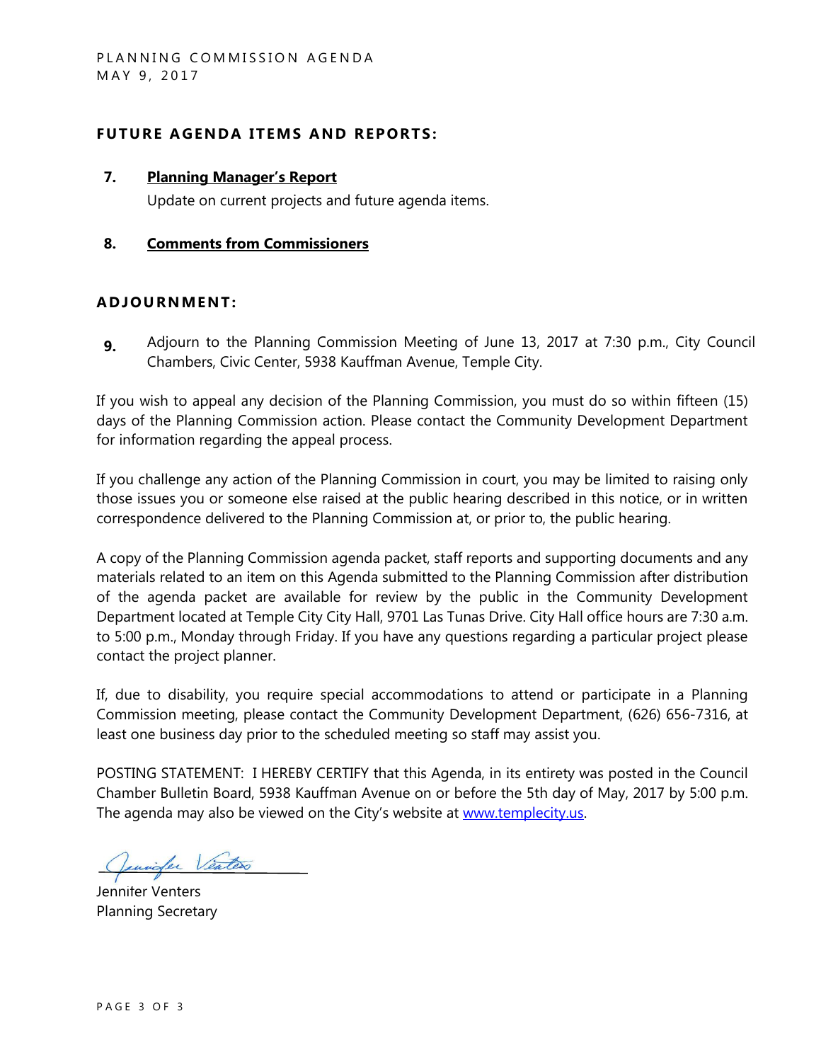## FUTURE AGENDA ITEMS AND REPORTS:

7. **Planning Manager's Report**

   Update on current projects and future agenda items.

8. **Comments from Commissioners**

## ADJOURNMENT:

9. Adjourn to the Planning Commission Meeting of June 13, 2017 at 7:30 p.m., City Council Chambers, Civic Center, 5938 Kauffman Avenue, Temple City.

If you wish to appeal any decision of the Planning Commission, you must do so within fifteen (15) days of the Planning Commission action. Please contact the Community Development Department for information regarding the appeal process.

If you challenge any action of the Planning Commission in court, you may be limited to raising only those issues you or someone else raised at the public hearing described in this notice, or in written correspondence delivered to the Planning Commission at, or prior to, the public hearing.

A copy of the Planning Commission agenda packet, staff reports and supporting documents and any materials related to an item on this Agenda submitted to the Planning Commission after distribution of the agenda packet are available for review by the public in the Community Development Department located at Temple City City Hall, 9701 Las Tunas Drive. City Hall office hours are 7:30 a.m. to 5:00 p.m., Monday through Friday. If you have any questions regarding a particular project please contact the project planner.

If, due to disability, you require special accommodations to attend or participate in a Planning Commission meeting, please contact the Community Development Department, (626) 656-7316, at least one business day prior to the scheduled meeting so staff may assist you.

POSTING STATEMENT: I HEREBY CERTIFY that this Agenda, in its entirety was posted in the Council Chamber Bulletin Board, 5938 Kauffman Avenue on or before the 5th day of May, 2017 by 5:00 p.m. The agenda may also be viewed on the City's website at www.templecity.us.

Jennifer Venters
Planning Secretary